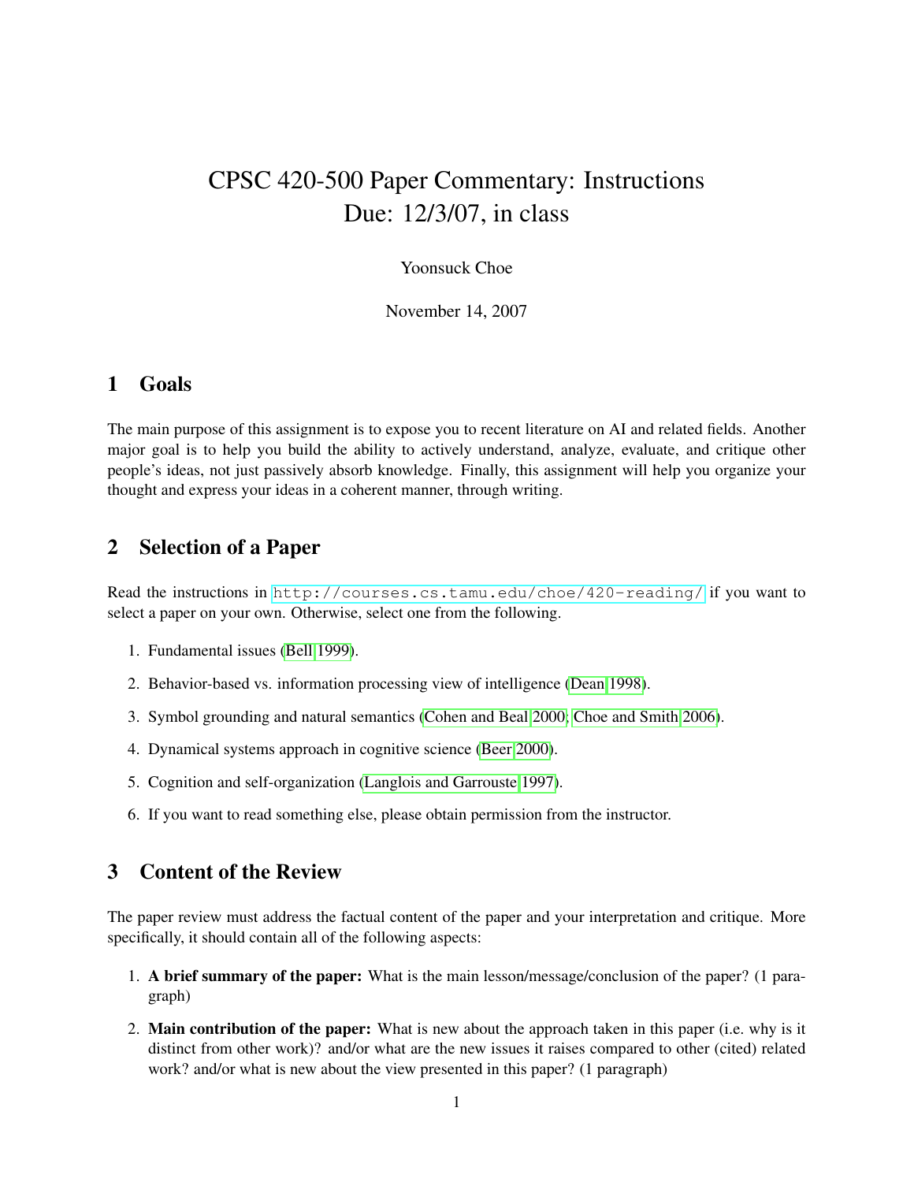# CPSC 420-500 Paper Commentary: Instructions
# Due: 12/3/07, in class

Yoonsuck Choe

November 14, 2007

## 1 Goals

The main purpose of this assignment is to expose you to recent literature on AI and related fields. Another major goal is to help you build the ability to actively understand, analyze, evaluate, and critique other people's ideas, not just passively absorb knowledge. Finally, this assignment will help you organize your thought and express your ideas in a coherent manner, through writing.

## 2 Selection of a Paper

Read the instructions in http://courses.cs.tamu.edu/choe/420-reading/ if you want to select a paper on your own. Otherwise, select one from the following.

1. Fundamental issues (Bell 1999).
2. Behavior-based vs. information processing view of intelligence (Dean 1998).
3. Symbol grounding and natural semantics (Cohen and Beal 2000; Choe and Smith 2006).
4. Dynamical systems approach in cognitive science (Beer 2000).
5. Cognition and self-organization (Langlois and Garrouste 1997).
6. If you want to read something else, please obtain permission from the instructor.

## 3 Content of the Review

The paper review must address the factual content of the paper and your interpretation and critique. More specifically, it should contain all of the following aspects:

1. **A brief summary of the paper:** What is the main lesson/message/conclusion of the paper? (1 paragraph)
2. **Main contribution of the paper:** What is new about the approach taken in this paper (i.e. why is it distinct from other work)? and/or what are the new issues it raises compared to other (cited) related work? and/or what is new about the view presented in this paper? (1 paragraph)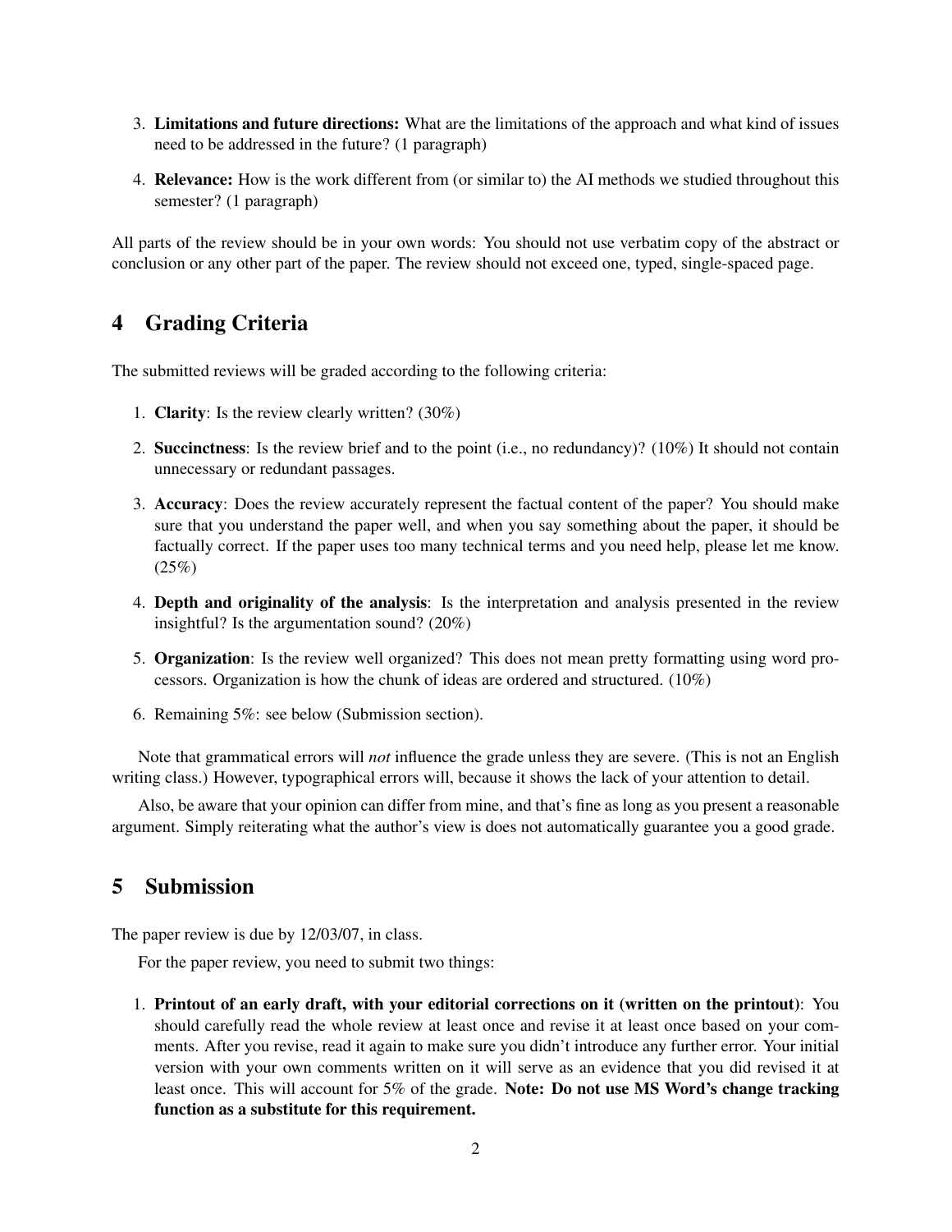3. **Limitations and future directions:** What are the limitations of the approach and what kind of issues need to be addressed in the future? (1 paragraph)

4. **Relevance:** How is the work different from (or similar to) the AI methods we studied throughout this semester? (1 paragraph)

All parts of the review should be in your own words: You should not use verbatim copy of the abstract or conclusion or any other part of the paper. The review should not exceed one, typed, single-spaced page.

## 4 Grading Criteria

The submitted reviews will be graded according to the following criteria:

1. **Clarity**: Is the review clearly written? (30%)

2. **Succinctness**: Is the review brief and to the point (i.e., no redundancy)? (10%) It should not contain unnecessary or redundant passages.

3. **Accuracy**: Does the review accurately represent the factual content of the paper? You should make sure that you understand the paper well, and when you say something about the paper, it should be factually correct. If the paper uses too many technical terms and you need help, please let me know. (25%)

4. **Depth and originality of the analysis**: Is the interpretation and analysis presented in the review insightful? Is the argumentation sound? (20%)

5. **Organization**: Is the review well organized? This does not mean pretty formatting using word processors. Organization is how the chunk of ideas are ordered and structured. (10%)

6. Remaining 5%: see below (Submission section).

Note that grammatical errors will *not* influence the grade unless they are severe. (This is not an English writing class.) However, typographical errors will, because it shows the lack of your attention to detail.

Also, be aware that your opinion can differ from mine, and that's fine as long as you present a reasonable argument. Simply reiterating what the author's view is does not automatically guarantee you a good grade.

## 5 Submission

The paper review is due by 12/03/07, in class.

For the paper review, you need to submit two things:

1. **Printout of an early draft, with your editorial corrections on it (written on the printout)**: You should carefully read the whole review at least once and revise it at least once based on your comments. After you revise, read it again to make sure you didn't introduce any further error. Your initial version with your own comments written on it will serve as an evidence that you did revised it at least once. This will account for 5% of the grade. **Note: Do not use MS Word's change tracking function as a substitute for this requirement.**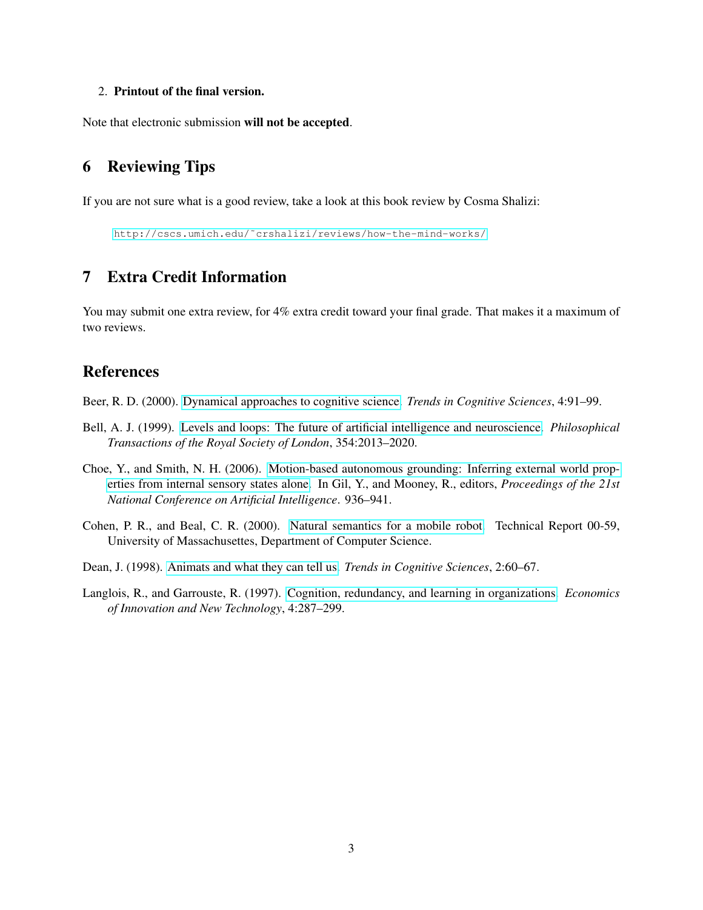2. **Printout of the final version.**

Note that electronic submission **will not be accepted**.

## 6 Reviewing Tips

If you are not sure what is a good review, take a look at this book review by Cosma Shalizi:

http://cscs.umich.edu/~crshalizi/reviews/how-the-mind-works/

## 7 Extra Credit Information

You may submit one extra review, for 4% extra credit toward your final grade. That makes it a maximum of two reviews.

## References

Beer, R. D. (2000). Dynamical approaches to cognitive science. *Trends in Cognitive Sciences*, 4:91–99.

Bell, A. J. (1999). Levels and loops: The future of artificial intelligence and neuroscience. *Philosophical Transactions of the Royal Society of London*, 354:2013–2020.

Choe, Y., and Smith, N. H. (2006). Motion-based autonomous grounding: Inferring external world properties from internal sensory states alone. In Gil, Y., and Mooney, R., editors, *Proceedings of the 21st National Conference on Artificial Intelligence*. 936–941.

Cohen, P. R., and Beal, C. R. (2000). Natural semantics for a mobile robot. Technical Report 00-59, University of Massachusettes, Department of Computer Science.

Dean, J. (1998). Animats and what they can tell us. *Trends in Cognitive Sciences*, 2:60–67.

Langlois, R., and Garrouste, R. (1997). Cognition, redundancy, and learning in organizations. *Economics of Innovation and New Technology*, 4:287–299.